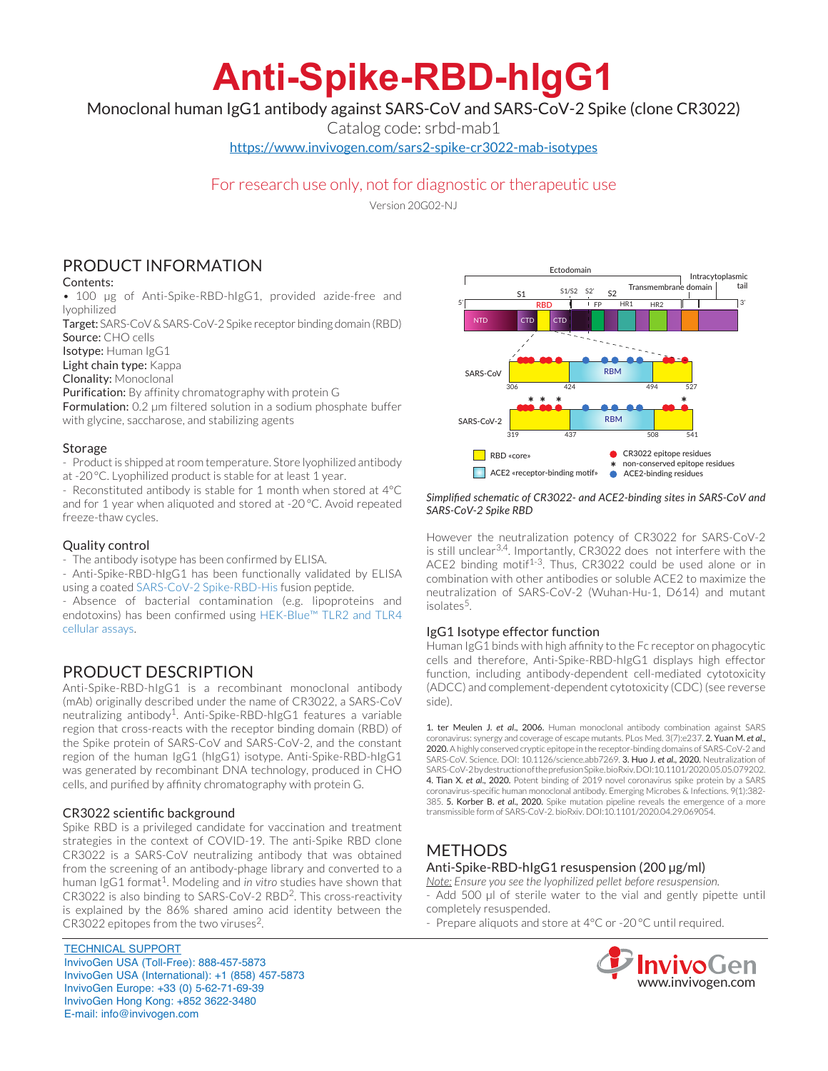# Anti-Spike-RBD-hIgG1

Monoclonal human IgG1 antibody against SARS-CoV and SARS-CoV-2 Spike (clone CR3022)

Catalog code: srbd-mab1

https://www.invivogen.com/sars2-spike-cr3022-mab-isotypes

For research use only, not for diagnostic or therapeutic use

Version 20G02-NJ

## PRODUCT INFORMATION

Contents:

- 100 µg of Anti-Spike-RBD-hIgG1, provided azide-free and lyophilized

**Target:** SARS-CoV & SARS-CoV-2 Spike receptor binding domain (RBD)
**Source:** CHO cells
**Isotype:** Human IgG1
**Light chain type:** Kappa
**Clonality:** Monoclonal
**Purification:** By affinity chromatography with protein G
**Formulation:** 0.2 µm filtered solution in a sodium phosphate buffer with glycine, saccharose, and stabilizing agents

### Storage

- Product is shipped at room temperature. Store lyophilized antibody at -20 °C. Lyophilized product is stable for at least 1 year.
- Reconstituted antibody is stable for 1 month when stored at 4 °C and for 1 year when aliquoted and stored at -20 °C. Avoid repeated freeze-thaw cycles.

### Quality control

- The antibody isotype has been confirmed by ELISA.
- Anti-Spike-RBD-hIgG1 has been functionally validated by ELISA using a coated SARS-CoV-2 Spike-RBD-His fusion peptide.
- Absence of bacterial contamination (e.g. lipoproteins and endotoxins) has been confirmed using HEK-Blue™ TLR2 and TLR4 cellular assays.

## PRODUCT DESCRIPTION

Anti-Spike-RBD-hIgG1 is a recombinant monoclonal antibody (mAb) originally described under the name of CR3022, a SARS-CoV neutralizing antibody[1]. Anti-Spike-RBD-hIgG1 features a variable region that cross-reacts with the receptor binding domain (RBD) of the Spike protein of SARS-CoV and SARS-CoV-2, and the constant region of the human IgG1 (hIgG1) isotype. Anti-Spike-RBD-hIgG1 was generated by recombinant DNA technology, produced in CHO cells, and purified by affinity chromatography with protein G.

### CR3022 scientific background

Spike RBD is a privileged candidate for vaccination and treatment strategies in the context of COVID-19. The anti-Spike RBD clone CR3022 is a SARS-CoV neutralizing antibody that was obtained from the screening of an antibody-phage library and converted to a human IgG1 format[1]. Modeling and *in vitro* studies have shown that CR3022 is also binding to SARS-CoV-2 RBD[2]. This cross-reactivity is explained by the 86% shared amino acid identity between the CR3022 epitopes from the two viruses[2].

*Simplified schematic of CR3022- and ACE2-binding sites in SARS-CoV and SARS-CoV-2 Spike RBD*

However the neutralization potency of CR3022 for SARS-CoV-2 is still unclear[3,4]. Importantly, CR3022 does not interfere with the ACE2 binding motif[1-3]. Thus, CR3022 could be used alone or in combination with other antibodies or soluble ACE2 to maximize the neutralization of SARS-CoV-2 (Wuhan-Hu-1, D614) and mutant isolates[5].

### IgG1 Isotype effector function

Human IgG1 binds with high affinity to the Fc receptor on phagocytic cells and therefore, Anti-Spike-RBD-hIgG1 displays high effector function, including antibody-dependent cell-mediated cytotoxicity (ADCC) and complement-dependent cytotoxicity (CDC) (see reverse side).

1. ter Meulen J. *et al.*, 2006. Human monoclonal antibody combination against SARS coronavirus: synergy and coverage of escape mutants. PLos Med. 3(7):e237. 2. Yuan M. *et al.*, 2020. A highly conserved cryptic epitope in the receptor-binding domains of SARS-CoV-2 and SARS-CoV. Science. DOI: 10.1126/science.abb7269. 3. Huo J. *et al.*, 2020. Neutralization of SARS-CoV-2 by destruction of the prefusion Spike. bioRxiv. DOI:10.1101/2020.05.05.079202. 4. Tian X. *et al.*, 2020. Potent binding of 2019 novel coronavirus spike protein by a SARS coronavirus-specific human monoclonal antibody. Emerging Microbes & Infections. 9(1):382-385. 5. Korber B. *et al.*, 2020. Spike mutation pipeline reveals the emergence of a more transmissible form of SARS-CoV-2. bioRxiv. DOI:10.1101/2020.04.29.069054.

## METHODS

### Anti-Spike-RBD-hIgG1 resuspension (200 µg/ml)

*Note: Ensure you see the lyophilized pellet before resuspension.*

- Add 500 µl of sterile water to the vial and gently pipette until completely resuspended.
- Prepare aliquots and store at 4°C or -20 °C until required.

TECHNICAL SUPPORT
InvivoGen USA (Toll-Free): 888-457-5873
InvivoGen USA (International): +1 (858) 457-5873
InvivoGen Europe: +33 (0) 5-62-71-69-39
InvivoGen Hong Kong: +852 3622-3480
E-mail: info@invivogen.com

www.invivogen.com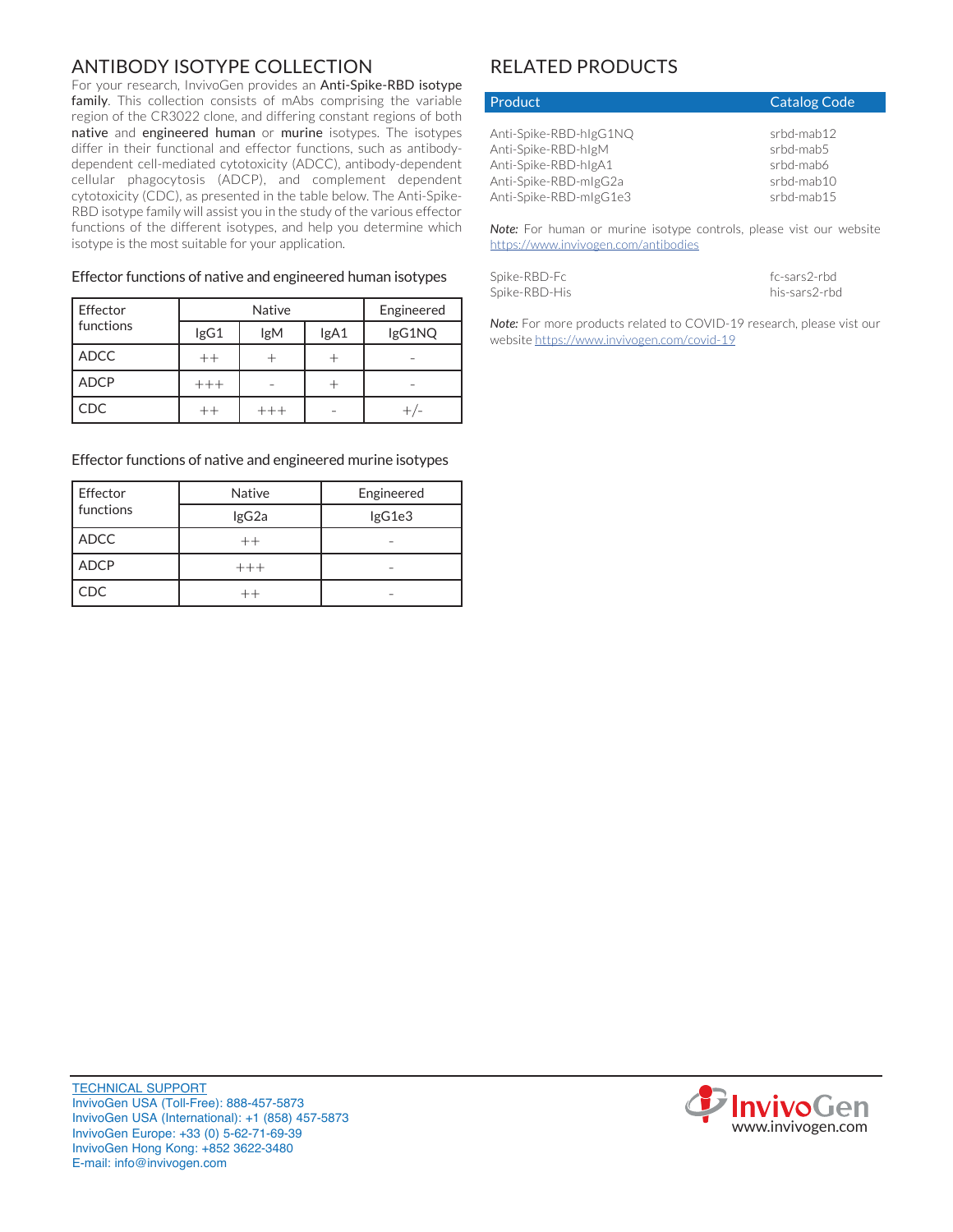## ANTIBODY ISOTYPE COLLECTION

For your research, InvivoGen provides an **Anti-Spike-RBD isotype family**. This collection consists of mAbs comprising the variable region of the CR3022 clone, and differing constant regions of both **native** and **engineered human** or **murine** isotypes. The isotypes differ in their functional and effector functions, such as antibody-dependent cell-mediated cytotoxicity (ADCC), antibody-dependent cellular phagocytosis (ADCP), and complement dependent cytotoxicity (CDC), as presented in the table below. The Anti-Spike-RBD isotype family will assist you in the study of the various effector functions of the different isotypes, and help you determine which isotype is the most suitable for your application.

Effector functions of native and engineered human isotypes

| Effector functions | Native | | | Engineered |
|---|---|---|---|---|
| | IgG1 | IgM | IgA1 | IgG1NQ |
| ADCC | ++ | + | + | - |
| ADCP | +++ | - | + | - |
| CDC | ++ | +++ | - | +/- |

Effector functions of native and engineered murine isotypes

| Effector functions | Native | Engineered |
|---|---|---|
| | IgG2a | IgG1e3 |
| ADCC | ++ | - |
| ADCP | +++ | - |
| CDC | ++ | - |

## RELATED PRODUCTS

| Product | Catalog Code |
|---|---|
| Anti-Spike-RBD-hIgG1NQ | srbd-mab12 |
| Anti-Spike-RBD-hIgM | srbd-mab5 |
| Anti-Spike-RBD-hIgA1 | srbd-mab6 |
| Anti-Spike-RBD-mIgG2a | srbd-mab10 |
| Anti-Spike-RBD-mIgG1e3 | srbd-mab15 |

***Note:*** For human or murine isotype controls, please vist our website https://www.invivogen.com/antibodies

| | |
|---|---|
| Spike-RBD-Fc | fc-sars2-rbd |
| Spike-RBD-His | his-sars2-rbd |

***Note:*** For more products related to COVID-19 research, please vist our website https://www.invivogen.com/covid-19

TECHNICAL SUPPORT
InvivoGen USA (Toll-Free): 888-457-5873
InvivoGen USA (International): +1 (858) 457-5873
InvivoGen Europe: +33 (0) 5-62-71-69-39
InvivoGen Hong Kong: +852 3622-3480
E-mail: info@invivogen.com

InvivoGen
www.invivogen.com